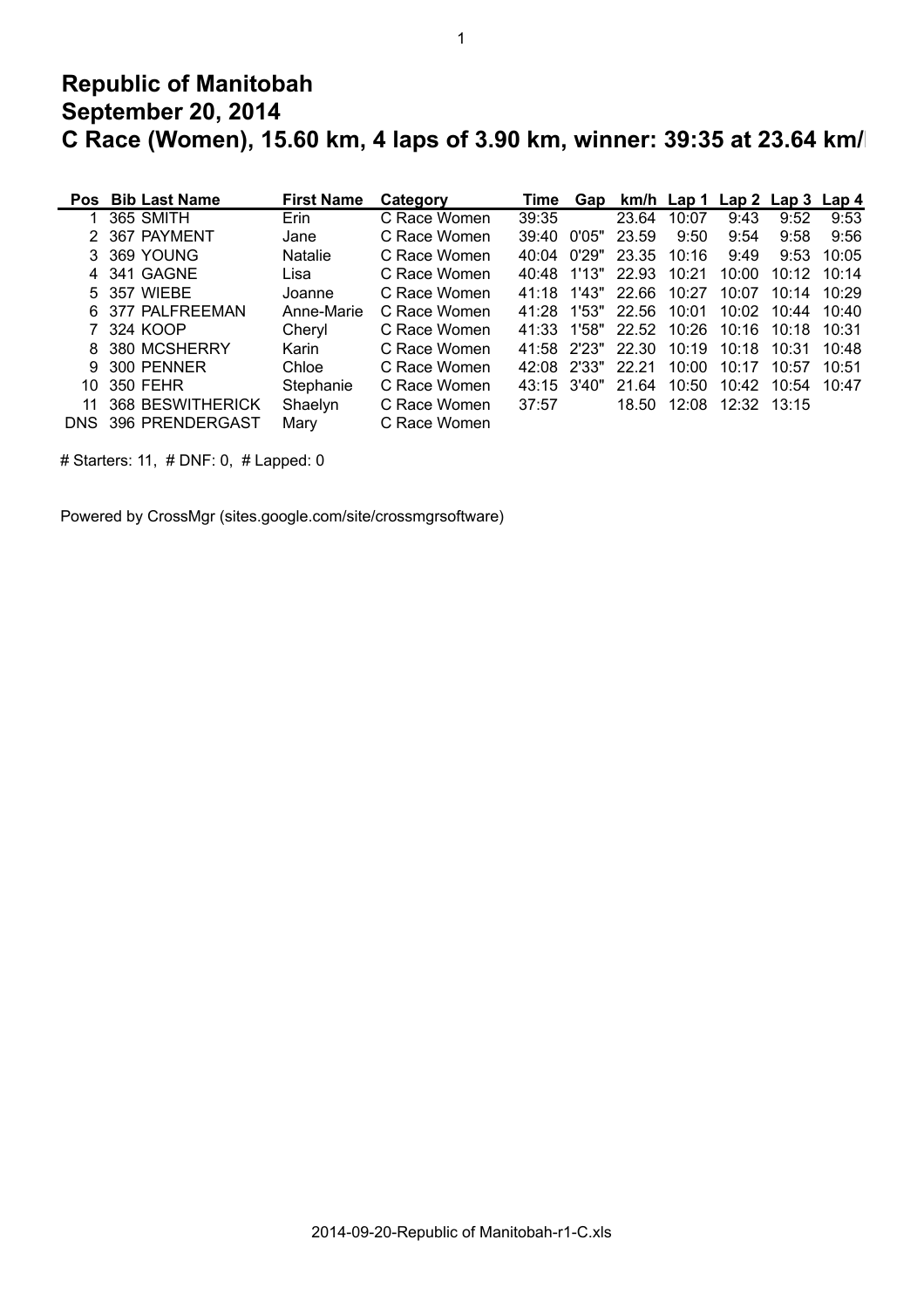# Republic of Manitobah
# September 20, 2014
# C Race (Women), 15.60 km, 4 laps of 3.90 km, winner: 39:35 at 23.64 km/h

| Pos | Bib | Last Name | First Name | Category | Time | Gap | km/h | Lap 1 | Lap 2 | Lap 3 | Lap 4 |
|---|---|---|---|---|---|---|---|---|---|---|---|
| 1 | 365 | SMITH | Erin | C Race Women | 39:35 | | 23.64 | 10:07 | 9:43 | 9:52 | 9:53 |
| 2 | 367 | PAYMENT | Jane | C Race Women | 39:40 | 0'05" | 23.59 | 9:50 | 9:54 | 9:58 | 9:56 |
| 3 | 369 | YOUNG | Natalie | C Race Women | 40:04 | 0'29" | 23.35 | 10:16 | 9:49 | 9:53 | 10:05 |
| 4 | 341 | GAGNE | Lisa | C Race Women | 40:48 | 1'13" | 22.93 | 10:21 | 10:00 | 10:12 | 10:14 |
| 5 | 357 | WIEBE | Joanne | C Race Women | 41:18 | 1'43" | 22.66 | 10:27 | 10:07 | 10:14 | 10:29 |
| 6 | 377 | PALFREEMAN | Anne-Marie | C Race Women | 41:28 | 1'53" | 22.56 | 10:01 | 10:02 | 10:44 | 10:40 |
| 7 | 324 | KOOP | Cheryl | C Race Women | 41:33 | 1'58" | 22.52 | 10:26 | 10:16 | 10:18 | 10:31 |
| 8 | 380 | MCSHERRY | Karin | C Race Women | 41:58 | 2'23" | 22.30 | 10:19 | 10:18 | 10:31 | 10:48 |
| 9 | 300 | PENNER | Chloe | C Race Women | 42:08 | 2'33" | 22.21 | 10:00 | 10:17 | 10:57 | 10:51 |
| 10 | 350 | FEHR | Stephanie | C Race Women | 43:15 | 3'40" | 21.64 | 10:50 | 10:42 | 10:54 | 10:47 |
| 11 | 368 | BESWITHERICK | Shaelyn | C Race Women | 37:57 | | 18.50 | 12:08 | 12:32 | 13:15 | |
| DNS | 396 | PRENDERGAST | Mary | C Race Women | | | | | | | |

# Starters: 11, # DNF: 0, # Lapped: 0

Powered by CrossMgr (sites.google.com/site/crossmgrsoftware)

2014-09-20-Republic of Manitobah-r1-C.xls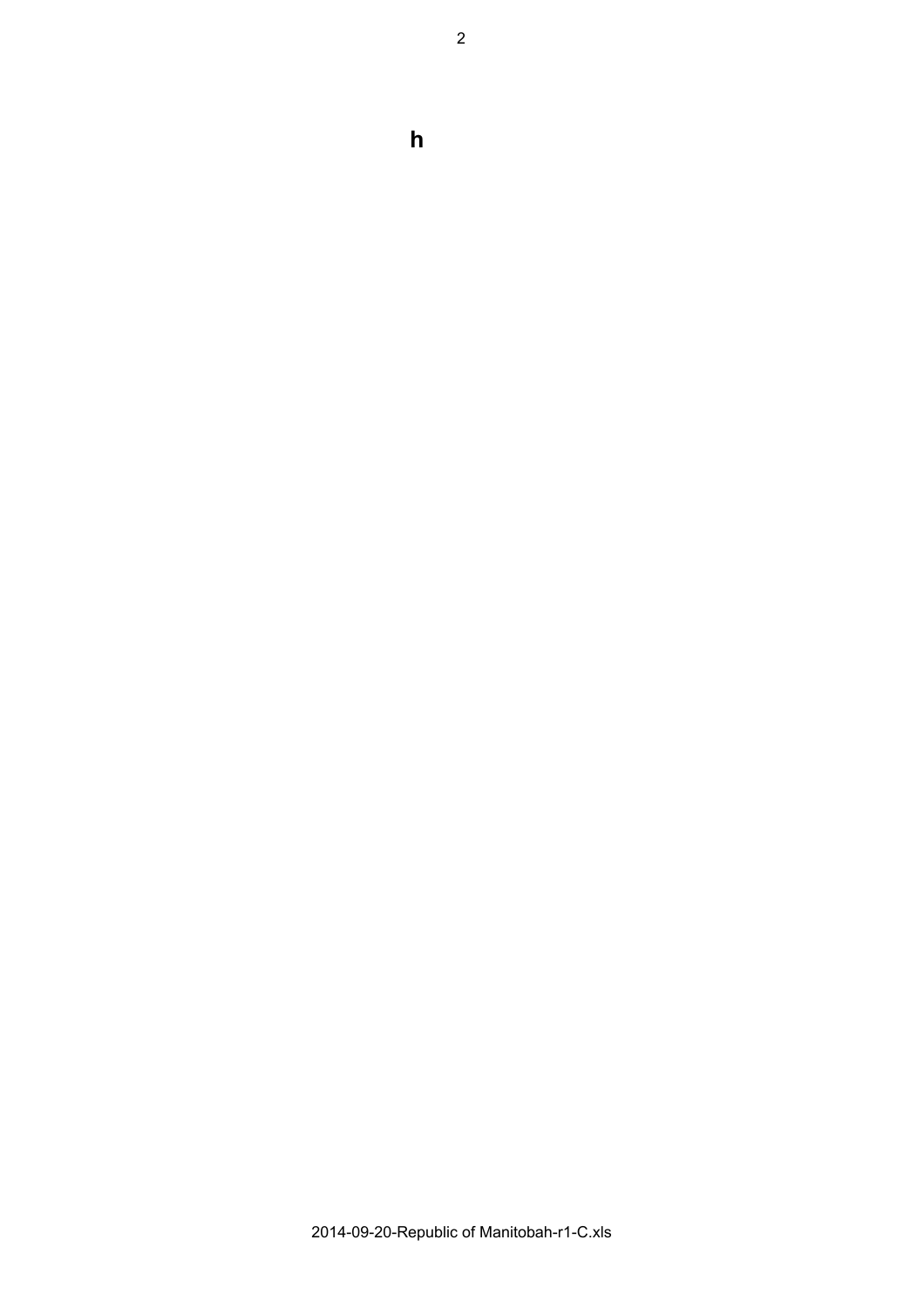**h**